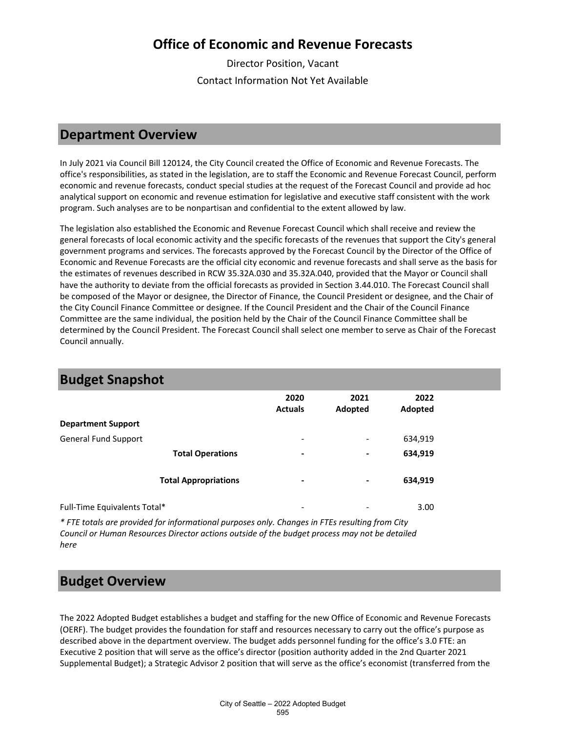# Office of Economic and Revenue Forecasts

Director Position, Vacant

Contact Information Not Yet Available

## Department Overview

In July 2021 via Council Bill 120124, the City Council created the Office of Economic and Revenue Forecasts. The office's responsibilities, as stated in the legislation, are to staff the Economic and Revenue Forecast Council, perform economic and revenue forecasts, conduct special studies at the request of the Forecast Council and provide ad hoc analytical support on economic and revenue estimation for legislative and executive staff consistent with the work program. Such analyses are to be nonpartisan and confidential to the extent allowed by law.

The legislation also established the Economic and Revenue Forecast Council which shall receive and review the general forecasts of local economic activity and the specific forecasts of the revenues that support the City's general government programs and services. The forecasts approved by the Forecast Council by the Director of the Office of Economic and Revenue Forecasts are the official city economic and revenue forecasts and shall serve as the basis for the estimates of revenues described in RCW 35.32A.030 and 35.32A.040, provided that the Mayor or Council shall have the authority to deviate from the official forecasts as provided in Section 3.44.010. The Forecast Council shall be composed of the Mayor or designee, the Director of Finance, the Council President or designee, and the Chair of the City Council Finance Committee or designee. If the Council President and the Chair of the Council Finance Committee are the same individual, the position held by the Chair of the Council Finance Committee shall be determined by the Council President. The Forecast Council shall select one member to serve as Chair of the Forecast Council annually.

## Budget Snapshot

| | 2020 Actuals | 2021 Adopted | 2022 Adopted |
|---|---|---|---|
| **Department Support** | | | |
| General Fund Support | - | - | 634,919 |
| **Total Operations** | **-** | **-** | **634,919** |
| **Total Appropriations** | **-** | **-** | **634,919** |
| Full-Time Equivalents Total* | - | - | 3.00 |

*\* FTE totals are provided for informational purposes only. Changes in FTEs resulting from City Council or Human Resources Director actions outside of the budget process may not be detailed here*

## Budget Overview

The 2022 Adopted Budget establishes a budget and staffing for the new Office of Economic and Revenue Forecasts (OERF). The budget provides the foundation for staff and resources necessary to carry out the office's purpose as described above in the department overview. The budget adds personnel funding for the office's 3.0 FTE: an Executive 2 position that will serve as the office's director (position authority added in the 2nd Quarter 2021 Supplemental Budget); a Strategic Advisor 2 position that will serve as the office's economist (transferred from the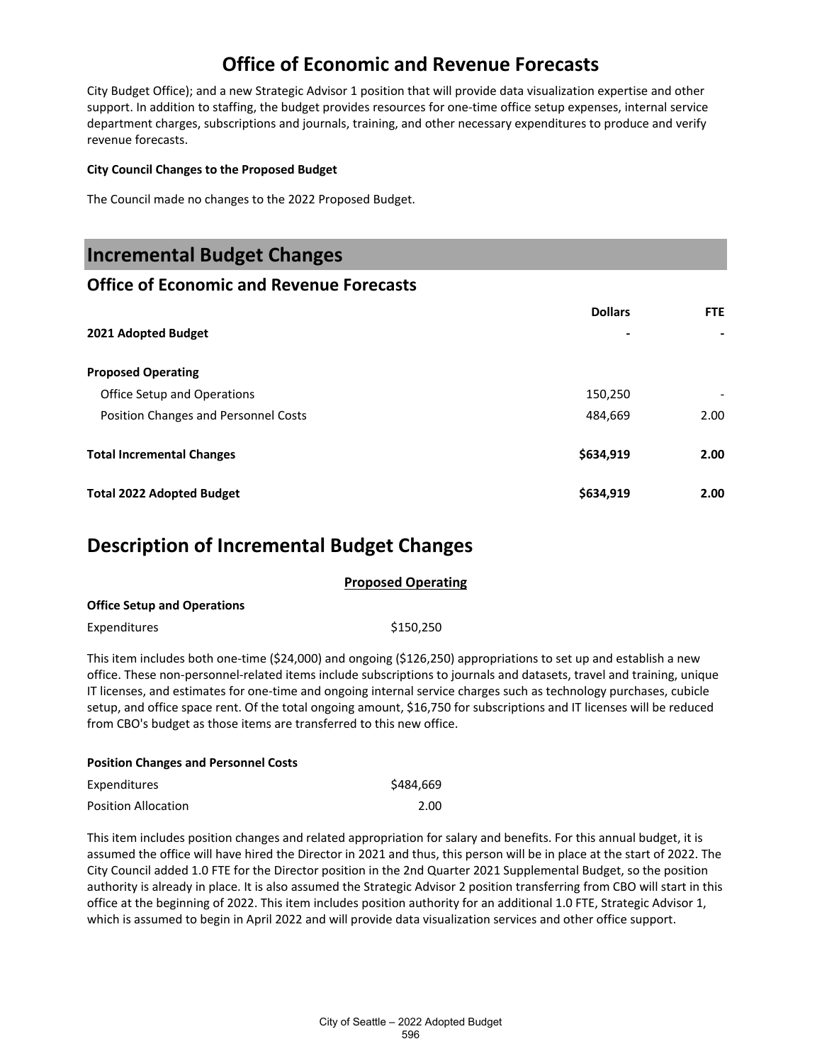# Office of Economic and Revenue Forecasts

City Budget Office); and a new Strategic Advisor 1 position that will provide data visualization expertise and other support. In addition to staffing, the budget provides resources for one-time office setup expenses, internal service department charges, subscriptions and journals, training, and other necessary expenditures to produce and verify revenue forecasts.

**City Council Changes to the Proposed Budget**

The Council made no changes to the 2022 Proposed Budget.

## Incremental Budget Changes

### Office of Economic and Revenue Forecasts

| | Dollars | FTE |
|---|---|---|
| **2021 Adopted Budget** | **-** | **-** |
| **Proposed Operating** | | |
| Office Setup and Operations | 150,250 | - |
| Position Changes and Personnel Costs | 484,669 | 2.00 |
| **Total Incremental Changes** | **$634,919** | **2.00** |
| **Total 2022 Adopted Budget** | **$634,919** | **2.00** |

## Description of Incremental Budget Changes

**Proposed Operating**

**Office Setup and Operations**

| | |
|---|---|
| Expenditures | $150,250 |

This item includes both one-time ($24,000) and ongoing ($126,250) appropriations to set up and establish a new office. These non-personnel-related items include subscriptions to journals and datasets, travel and training, unique IT licenses, and estimates for one-time and ongoing internal service charges such as technology purchases, cubicle setup, and office space rent. Of the total ongoing amount, $16,750 for subscriptions and IT licenses will be reduced from CBO's budget as those items are transferred to this new office.

**Position Changes and Personnel Costs**

| | |
|---|---|
| Expenditures | $484,669 |
| Position Allocation | 2.00 |

This item includes position changes and related appropriation for salary and benefits. For this annual budget, it is assumed the office will have hired the Director in 2021 and thus, this person will be in place at the start of 2022. The City Council added 1.0 FTE for the Director position in the 2nd Quarter 2021 Supplemental Budget, so the position authority is already in place. It is also assumed the Strategic Advisor 2 position transferring from CBO will start in this office at the beginning of 2022. This item includes position authority for an additional 1.0 FTE, Strategic Advisor 1, which is assumed to begin in April 2022 and will provide data visualization services and other office support.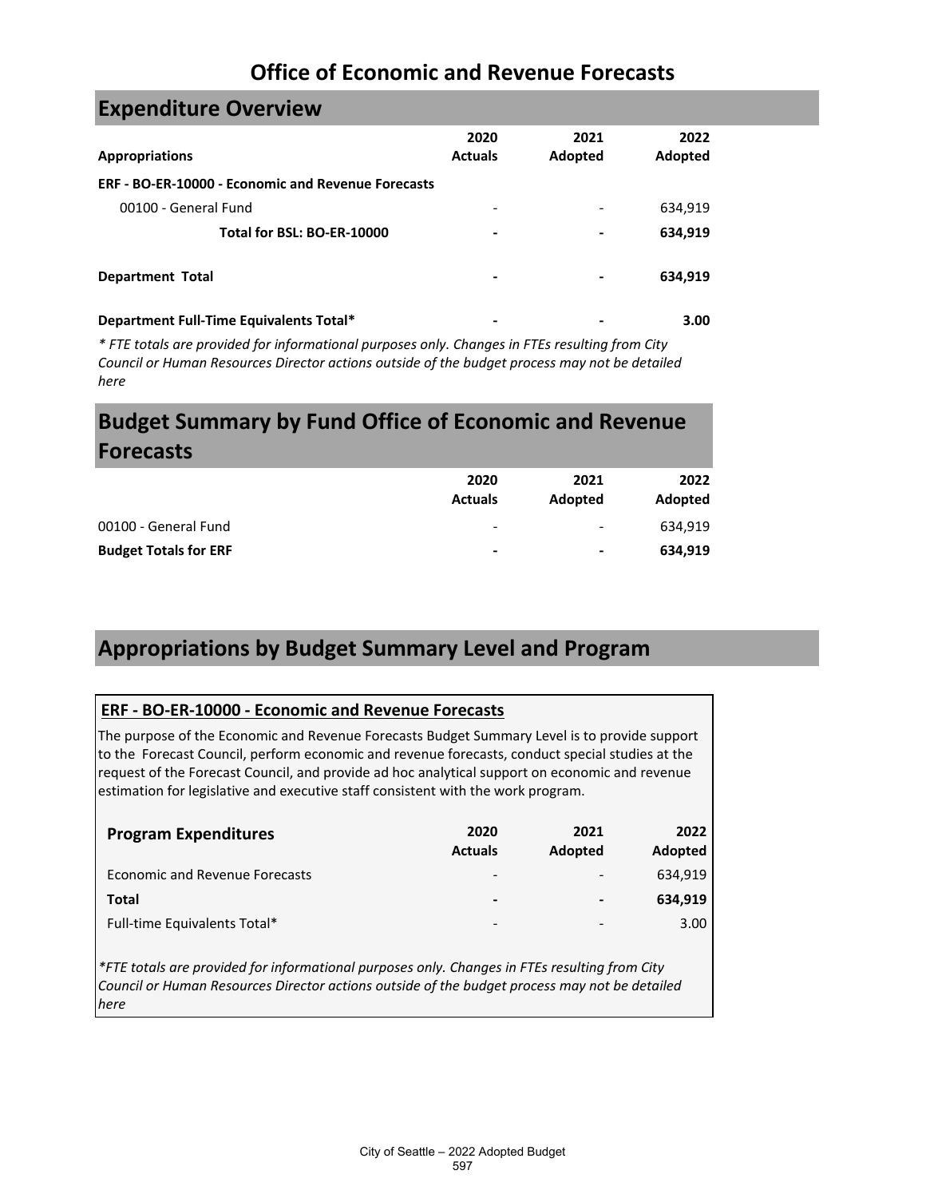# Office of Economic and Revenue Forecasts

## Expenditure Overview

| Appropriations | 2020 Actuals | 2021 Adopted | 2022 Adopted |
|---|---|---|---|
| **ERF - BO-ER-10000 - Economic and Revenue Forecasts** | | | |
| 00100 - General Fund | - | - | 634,919 |
| **Total for BSL: BO-ER-10000** | **-** | **-** | **634,919** |
| **Department Total** | **-** | **-** | **634,919** |
| **Department Full-Time Equivalents Total*** | **-** | **-** | **3.00** |

*\* FTE totals are provided for informational purposes only. Changes in FTEs resulting from City Council or Human Resources Director actions outside of the budget process may not be detailed here*

## Budget Summary by Fund Office of Economic and Revenue Forecasts

| | 2020 Actuals | 2021 Adopted | 2022 Adopted |
|---|---|---|---|
| 00100 - General Fund | - | - | 634,919 |
| **Budget Totals for ERF** | **-** | **-** | **634,919** |

## Appropriations by Budget Summary Level and Program

### ERF - BO-ER-10000 - Economic and Revenue Forecasts

The purpose of the Economic and Revenue Forecasts Budget Summary Level is to provide support to the Forecast Council, perform economic and revenue forecasts, conduct special studies at the request of the Forecast Council, and provide ad hoc analytical support on economic and revenue estimation for legislative and executive staff consistent with the work program.

| Program Expenditures | 2020 Actuals | 2021 Adopted | 2022 Adopted |
|---|---|---|---|
| Economic and Revenue Forecasts | - | - | 634,919 |
| **Total** | **-** | **-** | **634,919** |
| Full-time Equivalents Total* | - | - | 3.00 |

*\*FTE totals are provided for informational purposes only. Changes in FTEs resulting from City Council or Human Resources Director actions outside of the budget process may not be detailed here*